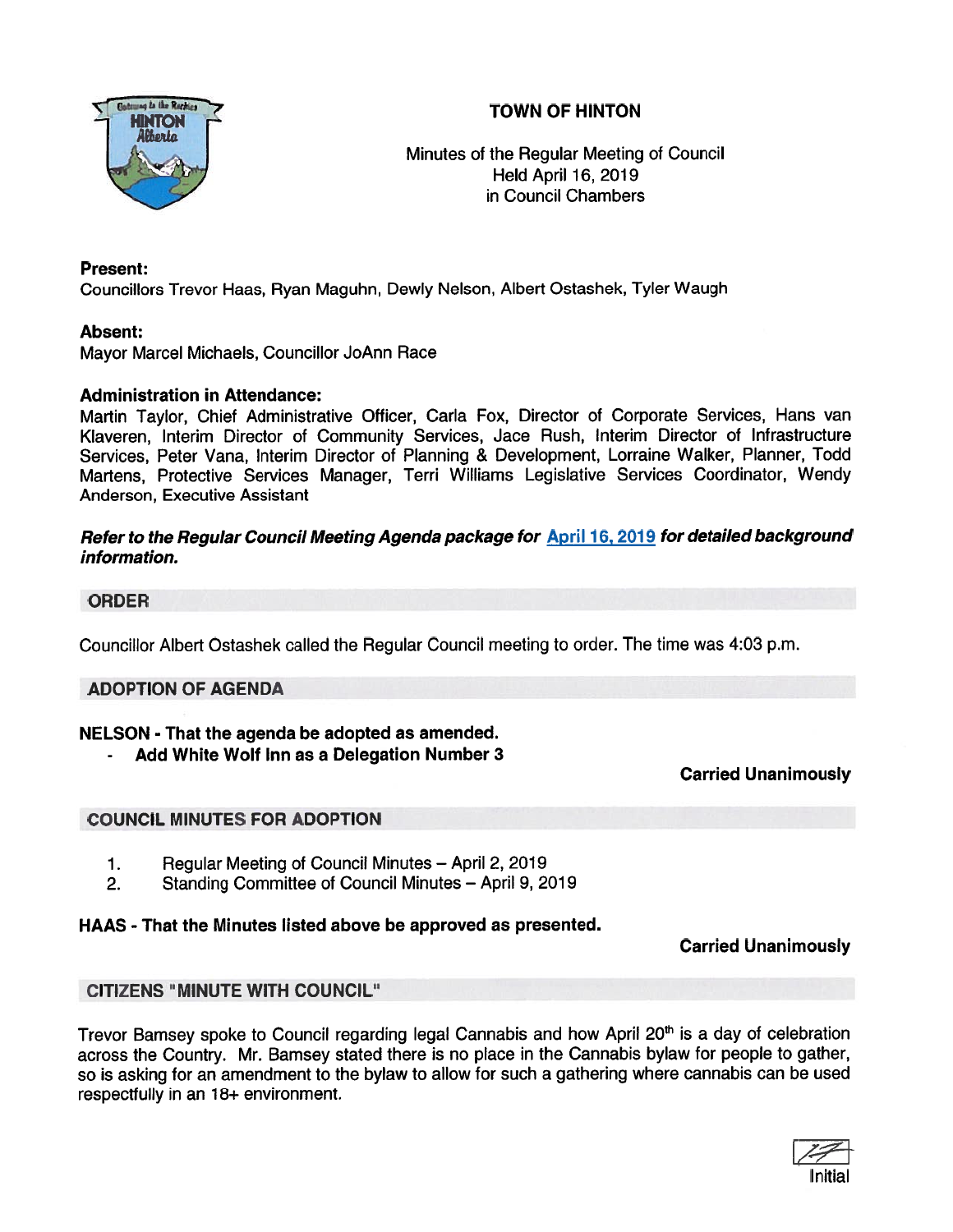# TOWN OF HINTON

Minutes of the Regular Meeting of Council
Held April 16, 2019
in Council Chambers

**Present:**
Councillors Trevor Haas, Ryan Maguhn, Dewly Nelson, Albert Ostashek, Tyler Waugh

**Absent:**
Mayor Marcel Michaels, Councillor JoAnn Race

**Administration in Attendance:**
Martin Taylor, Chief Administrative Officer, Carla Fox, Director of Corporate Services, Hans van Klaveren, Interim Director of Community Services, Jace Rush, Interim Director of Infrastructure Services, Peter Vana, Interim Director of Planning & Development, Lorraine Walker, Planner, Todd Martens, Protective Services Manager, Terri Williams Legislative Services Coordinator, Wendy Anderson, Executive Assistant

***Refer to the Regular Council Meeting Agenda package for April 16, 2019 for detailed background information.***

## ORDER

Councillor Albert Ostashek called the Regular Council meeting to order. The time was 4:03 p.m.

## ADOPTION OF AGENDA

**NELSON - That the agenda be adopted as amended.**
- **Add White Wolf Inn as a Delegation Number 3**

**Carried Unanimously**

## COUNCIL MINUTES FOR ADOPTION

1. Regular Meeting of Council Minutes – April 2, 2019
2. Standing Committee of Council Minutes – April 9, 2019

**HAAS - That the Minutes listed above be approved as presented.**

**Carried Unanimously**

## CITIZENS "MINUTE WITH COUNCIL"

Trevor Bamsey spoke to Council regarding legal Cannabis and how April 20th is a day of celebration across the Country. Mr. Bamsey stated there is no place in the Cannabis bylaw for people to gather, so is asking for an amendment to the bylaw to allow for such a gathering where cannabis can be used respectfully in an 18+ environment.

Initial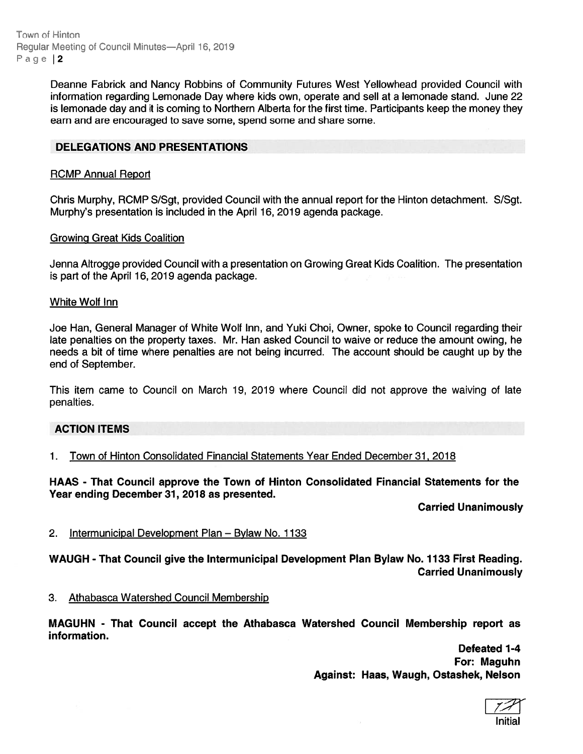Deanne Fabrick and Nancy Robbins of Community Futures West Yellowhead provided Council with information regarding Lemonade Day where kids own, operate and sell at a lemonade stand. June 22 is lemonade day and it is coming to Northern Alberta for the first time. Participants keep the money they earn and are encouraged to save some, spend some and share some.

## DELEGATIONS AND PRESENTATIONS

RCMP Annual Report

Chris Murphy, RCMP S/Sgt, provided Council with the annual report for the Hinton detachment. S/Sgt. Murphy's presentation is included in the April 16, 2019 agenda package.

Growing Great Kids Coalition

Jenna Altrogge provided Council with a presentation on Growing Great Kids Coalition. The presentation is part of the April 16, 2019 agenda package.

White Wolf Inn

Joe Han, General Manager of White Wolf Inn, and Yuki Choi, Owner, spoke to Council regarding their late penalties on the property taxes. Mr. Han asked Council to waive or reduce the amount owing, he needs a bit of time where penalties are not being incurred. The account should be caught up by the end of September.

This item came to Council on March 19, 2019 where Council did not approve the waiving of late penalties.

## ACTION ITEMS

1. Town of Hinton Consolidated Financial Statements Year Ended December 31, 2018

**HAAS - That Council approve the Town of Hinton Consolidated Financial Statements for the Year ending December 31, 2018 as presented.**

**Carried Unanimously**

2. Intermunicipal Development Plan – Bylaw No. 1133

**WAUGH - That Council give the Intermunicipal Development Plan Bylaw No. 1133 First Reading.**

**Carried Unanimously**

3. Athabasca Watershed Council Membership

**MAGUHN - That Council accept the Athabasca Watershed Council Membership report as information.**

**Defeated 1-4**
**For: Maguhn**
**Against: Haas, Waugh, Ostashek, Nelson**

Initial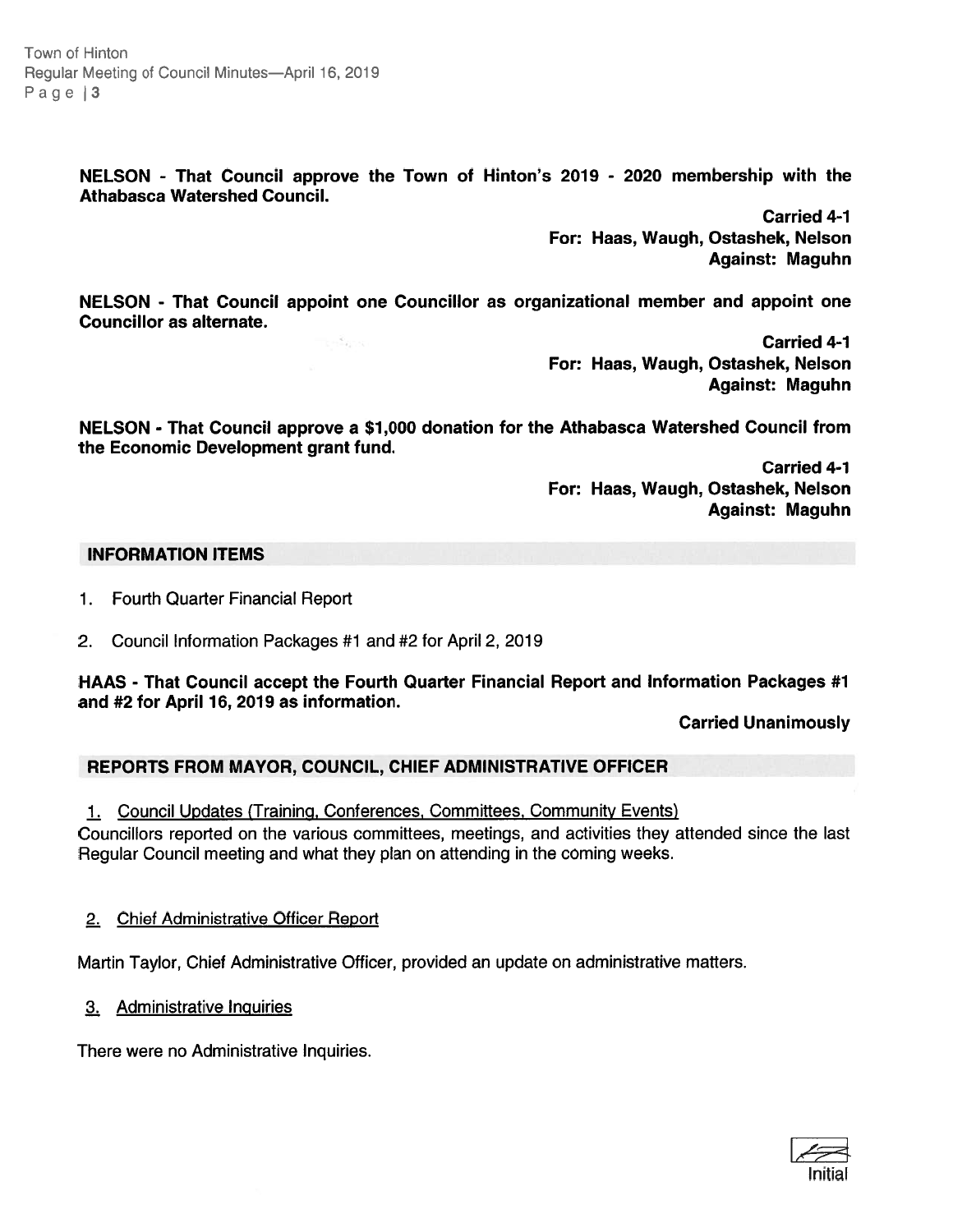**NELSON - That Council approve the Town of Hinton's 2019 - 2020 membership with the Athabasca Watershed Council.**

**Carried 4-1**
**For: Haas, Waugh, Ostashek, Nelson**
**Against: Maguhn**

**NELSON - That Council appoint one Councillor as organizational member and appoint one Councillor as alternate.**

**Carried 4-1**
**For: Haas, Waugh, Ostashek, Nelson**
**Against: Maguhn**

**NELSON - That Council approve a $1,000 donation for the Athabasca Watershed Council from the Economic Development grant fund.**

**Carried 4-1**
**For: Haas, Waugh, Ostashek, Nelson**
**Against: Maguhn**

## INFORMATION ITEMS

1. Fourth Quarter Financial Report
2. Council Information Packages #1 and #2 for April 2, 2019

**HAAS - That Council accept the Fourth Quarter Financial Report and Information Packages #1 and #2 for April 16, 2019 as information.**

**Carried Unanimously**

## REPORTS FROM MAYOR, COUNCIL, CHIEF ADMINISTRATIVE OFFICER

1. Council Updates (Training, Conferences, Committees, Community Events)

Councillors reported on the various committees, meetings, and activities they attended since the last Regular Council meeting and what they plan on attending in the coming weeks.

2. Chief Administrative Officer Report

Martin Taylor, Chief Administrative Officer, provided an update on administrative matters.

3. Administrative Inquiries

There were no Administrative Inquiries.

Initial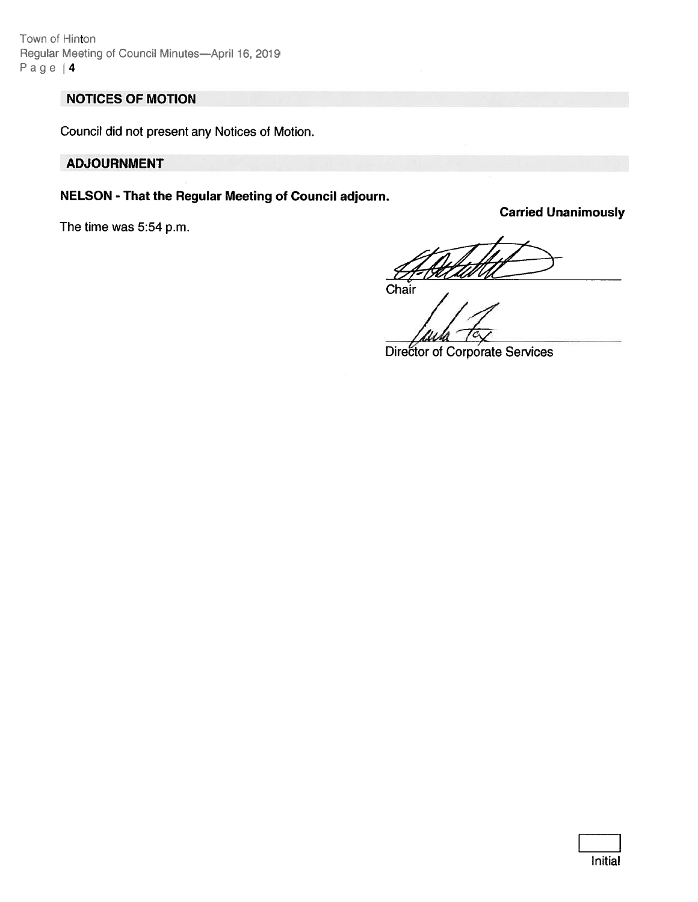## NOTICES OF MOTION

Council did not present any Notices of Motion.

## ADJOURNMENT

**NELSON - That the Regular Meeting of Council adjourn.**

**Carried Unanimously**

The time was 5:54 p.m.

Chair

Director of Corporate Services

Initial